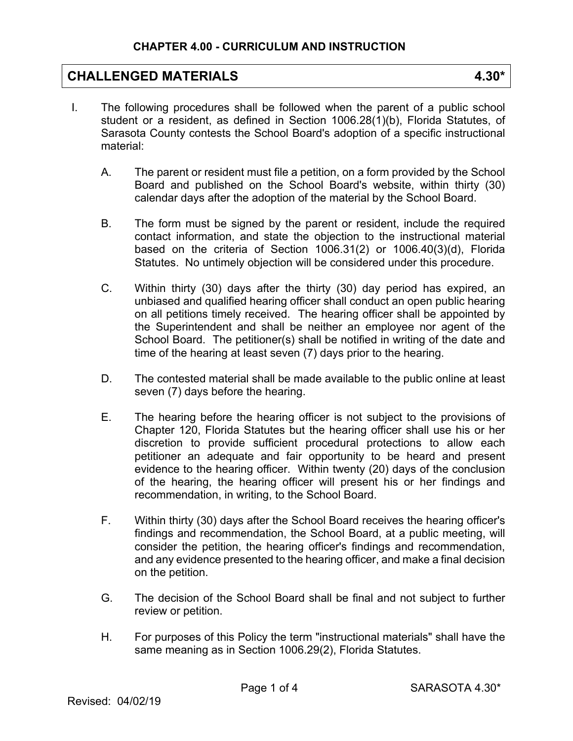## CHAPTER 4.00 - CURRICULUM AND INSTRUCTION

# CHALLENGED MATERIALS 4.30*

I. The following procedures shall be followed when the parent of a public school student or a resident, as defined in Section 1006.28(1)(b), Florida Statutes, of Sarasota County contests the School Board's adoption of a specific instructional material:

   A. The parent or resident must file a petition, on a form provided by the School Board and published on the School Board's website, within thirty (30) calendar days after the adoption of the material by the School Board.

   B. The form must be signed by the parent or resident, include the required contact information, and state the objection to the instructional material based on the criteria of Section 1006.31(2) or 1006.40(3)(d), Florida Statutes. No untimely objection will be considered under this procedure.

   C. Within thirty (30) days after the thirty (30) day period has expired, an unbiased and qualified hearing officer shall conduct an open public hearing on all petitions timely received. The hearing officer shall be appointed by the Superintendent and shall be neither an employee nor agent of the School Board. The petitioner(s) shall be notified in writing of the date and time of the hearing at least seven (7) days prior to the hearing.

   D. The contested material shall be made available to the public online at least seven (7) days before the hearing.

   E. The hearing before the hearing officer is not subject to the provisions of Chapter 120, Florida Statutes but the hearing officer shall use his or her discretion to provide sufficient procedural protections to allow each petitioner an adequate and fair opportunity to be heard and present evidence to the hearing officer. Within twenty (20) days of the conclusion of the hearing, the hearing officer will present his or her findings and recommendation, in writing, to the School Board.

   F. Within thirty (30) days after the School Board receives the hearing officer's findings and recommendation, the School Board, at a public meeting, will consider the petition, the hearing officer's findings and recommendation, and any evidence presented to the hearing officer, and make a final decision on the petition.

   G. The decision of the School Board shall be final and not subject to further review or petition.

   H. For purposes of this Policy the term "instructional materials" shall have the same meaning as in Section 1006.29(2), Florida Statutes.

Revised: 04/02/19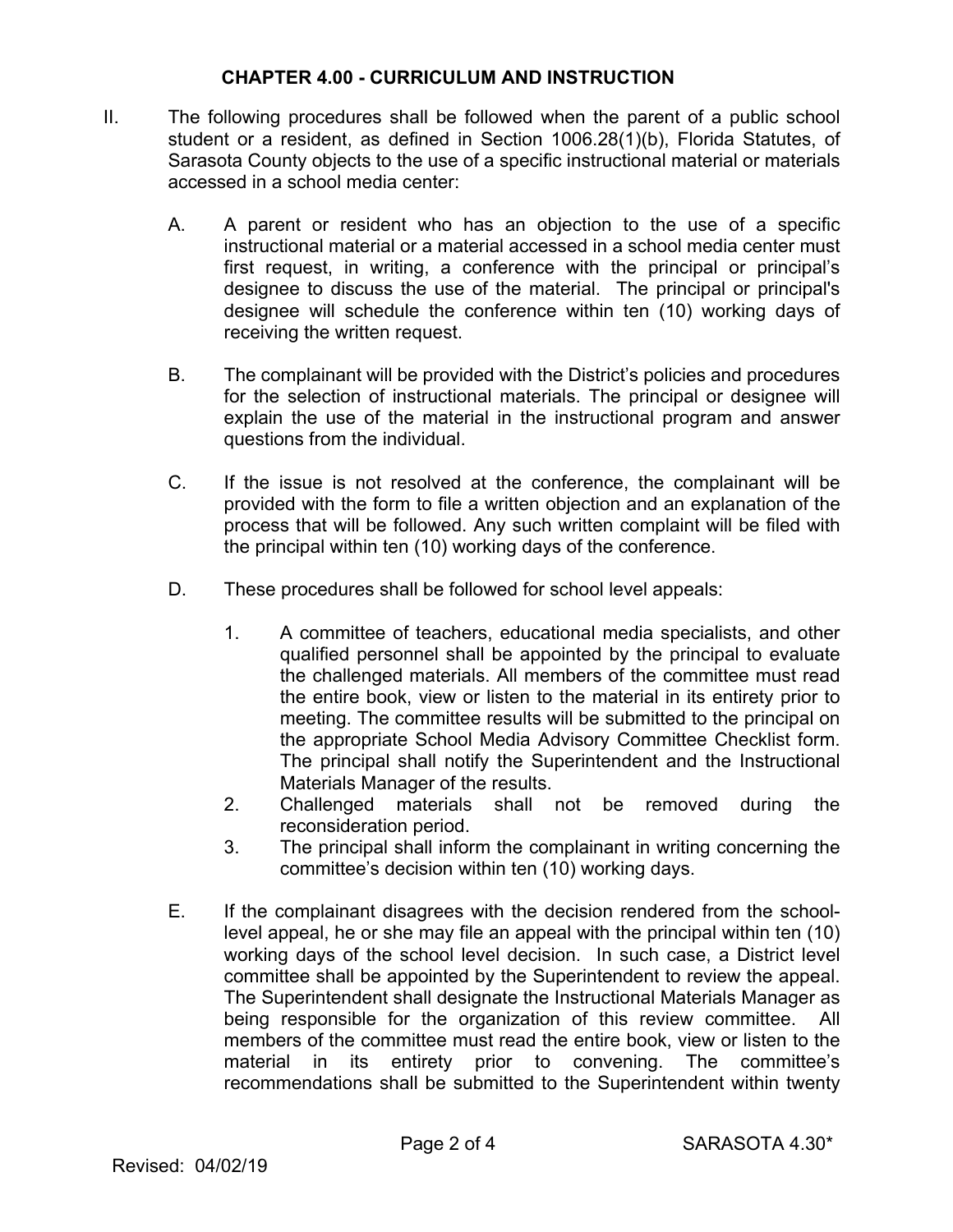## CHAPTER 4.00 - CURRICULUM AND INSTRUCTION

II. The following procedures shall be followed when the parent of a public school student or a resident, as defined in Section 1006.28(1)(b), Florida Statutes, of Sarasota County objects to the use of a specific instructional material or materials accessed in a school media center:

A. A parent or resident who has an objection to the use of a specific instructional material or a material accessed in a school media center must first request, in writing, a conference with the principal or principal's designee to discuss the use of the material. The principal or principal's designee will schedule the conference within ten (10) working days of receiving the written request.

B. The complainant will be provided with the District's policies and procedures for the selection of instructional materials. The principal or designee will explain the use of the material in the instructional program and answer questions from the individual.

C. If the issue is not resolved at the conference, the complainant will be provided with the form to file a written objection and an explanation of the process that will be followed. Any such written complaint will be filed with the principal within ten (10) working days of the conference.

D. These procedures shall be followed for school level appeals:

1. A committee of teachers, educational media specialists, and other qualified personnel shall be appointed by the principal to evaluate the challenged materials. All members of the committee must read the entire book, view or listen to the material in its entirety prior to meeting. The committee results will be submitted to the principal on the appropriate School Media Advisory Committee Checklist form. The principal shall notify the Superintendent and the Instructional Materials Manager of the results.
2. Challenged materials shall not be removed during the reconsideration period.
3. The principal shall inform the complainant in writing concerning the committee's decision within ten (10) working days.

E. If the complainant disagrees with the decision rendered from the school-level appeal, he or she may file an appeal with the principal within ten (10) working days of the school level decision. In such case, a District level committee shall be appointed by the Superintendent to review the appeal. The Superintendent shall designate the Instructional Materials Manager as being responsible for the organization of this review committee. All members of the committee must read the entire book, view or listen to the material in its entirety prior to convening. The committee's recommendations shall be submitted to the Superintendent within twenty

Revised: 04/02/19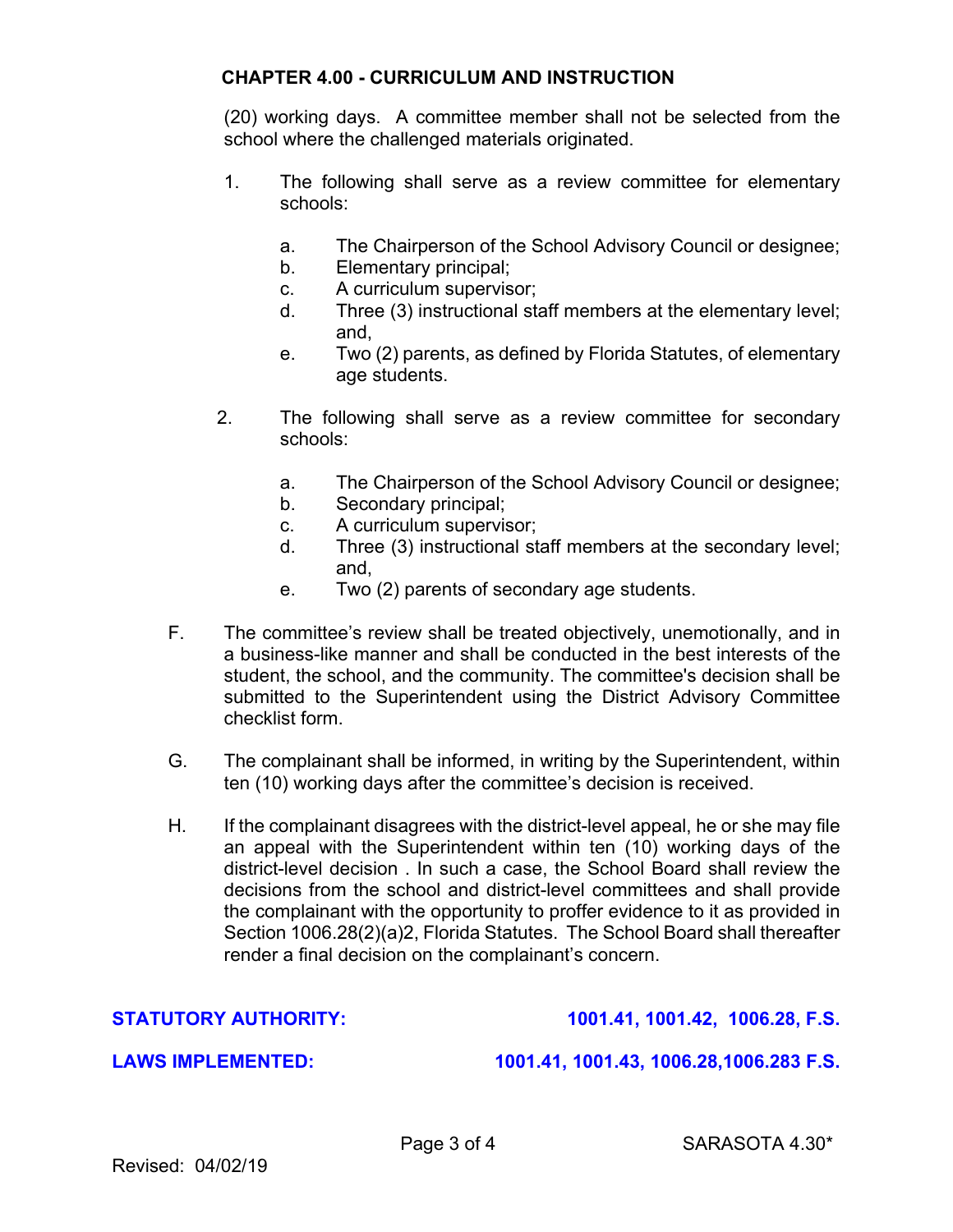(20) working days. A committee member shall not be selected from the school where the challenged materials originated.

1. The following shall serve as a review committee for elementary schools:

   a. The Chairperson of the School Advisory Council or designee;
   b. Elementary principal;
   c. A curriculum supervisor;
   d. Three (3) instructional staff members at the elementary level; and,
   e. Two (2) parents, as defined by Florida Statutes, of elementary age students.

2. The following shall serve as a review committee for secondary schools:

   a. The Chairperson of the School Advisory Council or designee;
   b. Secondary principal;
   c. A curriculum supervisor;
   d. Three (3) instructional staff members at the secondary level; and,
   e. Two (2) parents of secondary age students.

F. The committee's review shall be treated objectively, unemotionally, and in a business-like manner and shall be conducted in the best interests of the student, the school, and the community. The committee's decision shall be submitted to the Superintendent using the District Advisory Committee checklist form.

G. The complainant shall be informed, in writing by the Superintendent, within ten (10) working days after the committee's decision is received.

H. If the complainant disagrees with the district-level appeal, he or she may file an appeal with the Superintendent within ten (10) working days of the district-level decision . In such a case, the School Board shall review the decisions from the school and district-level committees and shall provide the complainant with the opportunity to proffer evidence to it as provided in Section 1006.28(2)(a)2, Florida Statutes. The School Board shall thereafter render a final decision on the complainant's concern.

**STATUTORY AUTHORITY:** **1001.41, 1001.42, 1006.28, F.S.**

**LAWS IMPLEMENTED:** **1001.41, 1001.43, 1006.28,1006.283 F.S.**

Revised: 04/02/19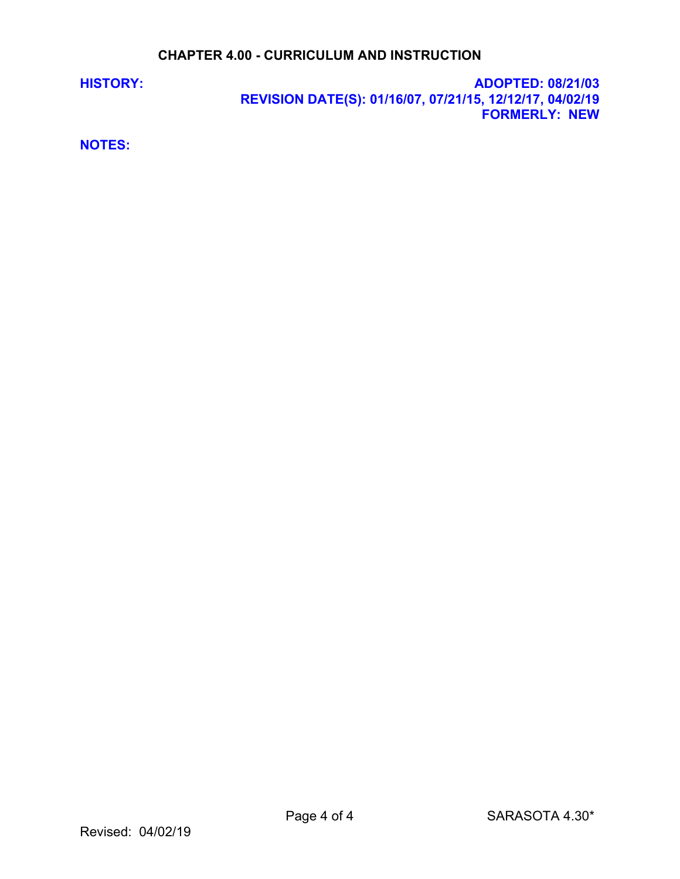**HISTORY:** **ADOPTED: 08/21/03**
**REVISION DATE(S): 01/16/07, 07/21/15, 12/12/17, 04/02/19**
**FORMERLY: NEW**

**NOTES:**